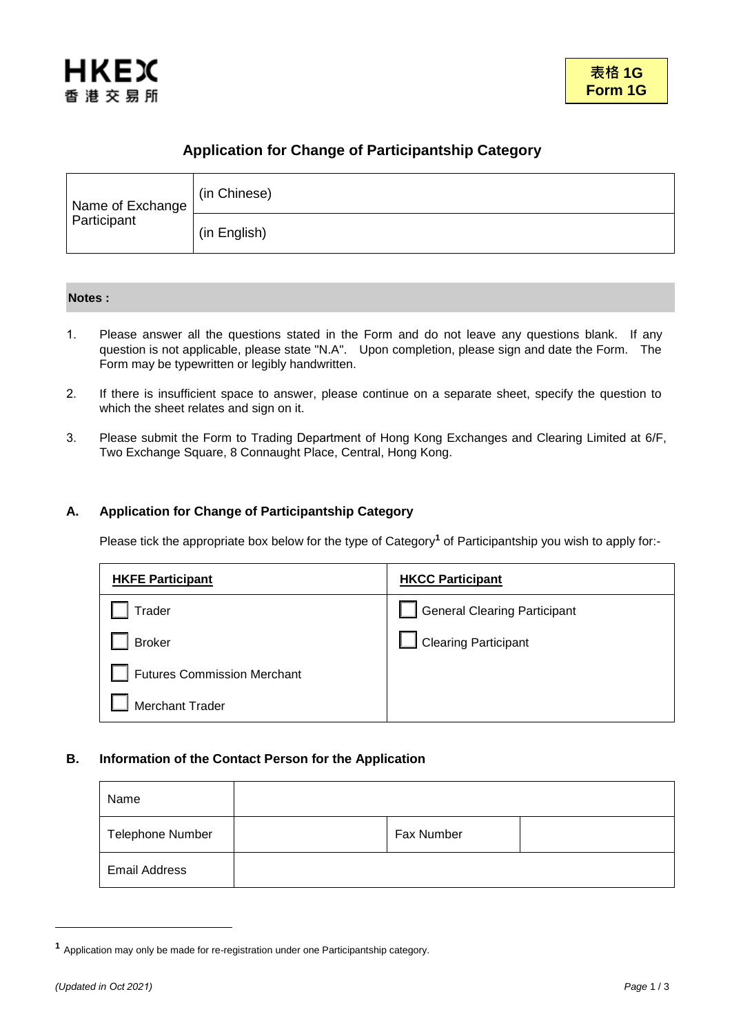HKEX
香港交易所

**表格 1G**
**Form 1G**

# Application for Change of Participantship Category

| Name of Exchange Participant | (in Chinese) |
|---|---|
| | (in English) |

**Notes :**

1. Please answer all the questions stated in the Form and do not leave any questions blank. If any question is not applicable, please state "N.A". Upon completion, please sign and date the Form. The Form may be typewritten or legibly handwritten.

2. If there is insufficient space to answer, please continue on a separate sheet, specify the question to which the sheet relates and sign on it.

3. Please submit the Form to Trading Department of Hong Kong Exchanges and Clearing Limited at 6/F, Two Exchange Square, 8 Connaught Place, Central, Hong Kong.

## A. Application for Change of Participantship Category

Please tick the appropriate box below for the type of Category[1] of Participantship you wish to apply for:-

| **HKFE Participant** | **HKCC Participant** |
|---|---|
| ☐ Trader | ☐ General Clearing Participant |
| ☐ Broker | ☐ Clearing Participant |
| ☐ Futures Commission Merchant | |
| ☐ Merchant Trader | |

## B. Information of the Contact Person for the Application

| Name | | | |
|---|---|---|---|
| Telephone Number | | Fax Number | |
| Email Address | | | |

[1] Application may only be made for re-registration under one Participantship category.

*(Updated in Oct 2021)*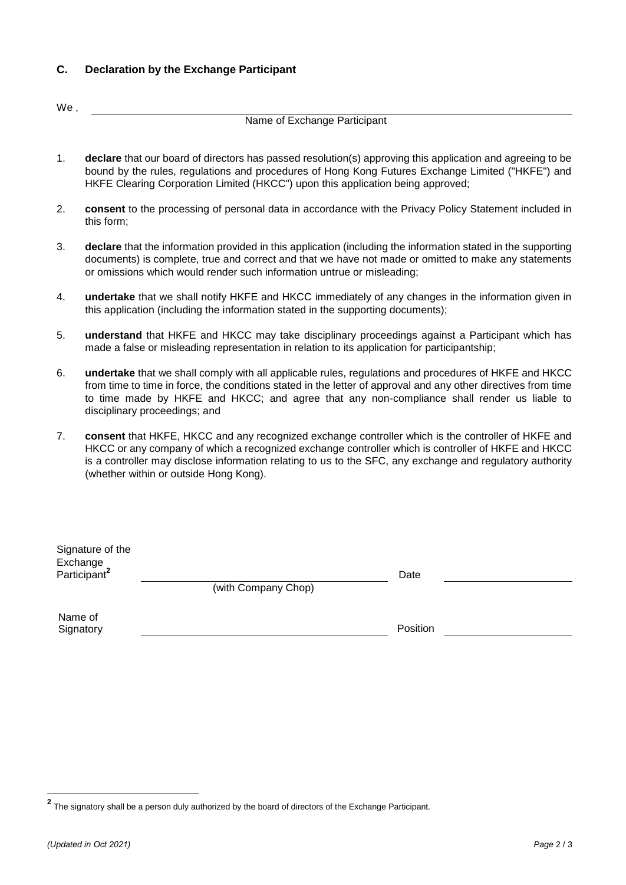## C. Declaration by the Exchange Participant

We , ______________________________________________

Name of Exchange Participant

1. **declare** that our board of directors has passed resolution(s) approving this application and agreeing to be bound by the rules, regulations and procedures of Hong Kong Futures Exchange Limited ("HKFE") and HKFE Clearing Corporation Limited (HKCC") upon this application being approved;

2. **consent** to the processing of personal data in accordance with the Privacy Policy Statement included in this form;

3. **declare** that the information provided in this application (including the information stated in the supporting documents) is complete, true and correct and that we have not made or omitted to make any statements or omissions which would render such information untrue or misleading;

4. **undertake** that we shall notify HKFE and HKCC immediately of any changes in the information given in this application (including the information stated in the supporting documents);

5. **understand** that HKFE and HKCC may take disciplinary proceedings against a Participant which has made a false or misleading representation in relation to its application for participantship;

6. **undertake** that we shall comply with all applicable rules, regulations and procedures of HKFE and HKCC from time to time in force, the conditions stated in the letter of approval and any other directives from time to time made by HKFE and HKCC; and agree that any non-compliance shall render us liable to disciplinary proceedings; and

7. **consent** that HKFE, HKCC and any recognized exchange controller which is the controller of HKFE and HKCC or any company of which a recognized exchange controller which is controller of HKFE and HKCC is a controller may disclose information relating to us to the SFC, any exchange and regulatory authority (whether within or outside Hong Kong).

Signature of the Exchange Participant[2] ______________________________ Date ____________________

(with Company Chop)

Name of Signatory ______________________________ Position ____________________

[2] The signatory shall be a person duly authorized by the board of directors of the Exchange Participant.

*(Updated in Oct 2021)*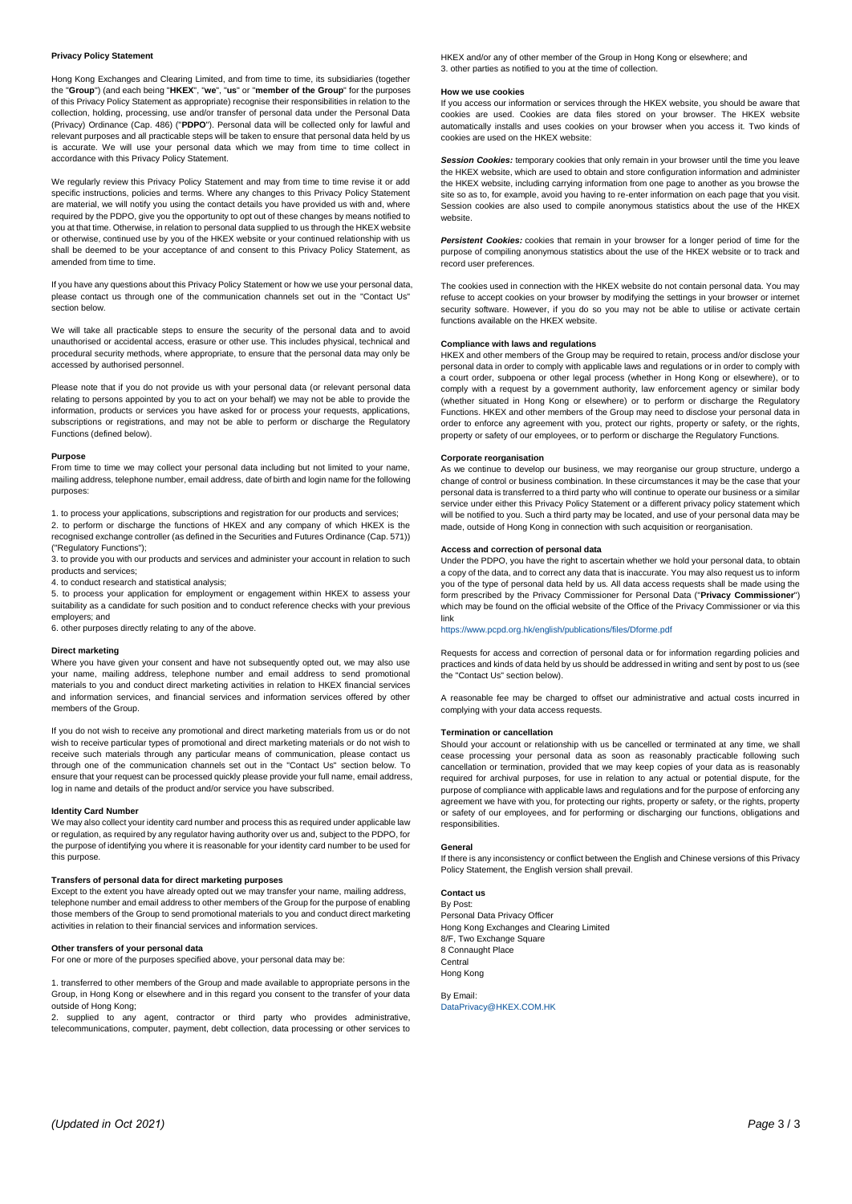## Privacy Policy Statement

Hong Kong Exchanges and Clearing Limited, and from time to time, its subsidiaries (together the "**Group**") (and each being "**HKEX**", "**we**", "**us**" or "**member of the Group**" for the purposes of this Privacy Policy Statement as appropriate) recognise their responsibilities in relation to the collection, holding, processing, use and/or transfer of personal data under the Personal Data (Privacy) Ordinance (Cap. 486) ("**PDPO**"). Personal data will be collected only for lawful and relevant purposes and all practicable steps will be taken to ensure that personal data held by us is accurate. We will use your personal data which we may from time to time collect in accordance with this Privacy Policy Statement.

We regularly review this Privacy Policy Statement and may from time to time revise it or add specific instructions, policies and terms. Where any changes to this Privacy Policy Statement are material, we will notify you using the contact details you have provided us with and, where required by the PDPO, give you the opportunity to opt out of these changes by means notified to you at that time. Otherwise, in relation to personal data supplied to us through the HKEX website or otherwise, continued use by you of the HKEX website or your continued relationship with us shall be deemed to be your acceptance of and consent to this Privacy Policy Statement, as amended from time to time.

If you have any questions about this Privacy Policy Statement or how we use your personal data, please contact us through one of the communication channels set out in the "Contact Us" section below.

We will take all practicable steps to ensure the security of the personal data and to avoid unauthorised or accidental access, erasure or other use. This includes physical, technical and procedural security methods, where appropriate, to ensure that the personal data may only be accessed by authorised personnel.

Please note that if you do not provide us with your personal data (or relevant personal data relating to persons appointed by you to act on your behalf) we may not be able to provide the information, products or services you have asked for or process your requests, applications, subscriptions or registrations, and may not be able to perform or discharge the Regulatory Functions (defined below).

### Purpose

From time to time we may collect your personal data including but not limited to your name, mailing address, telephone number, email address, date of birth and login name for the following purposes:

1. to process your applications, subscriptions and registration for our products and services;
2. to perform or discharge the functions of HKEX and any company of which HKEX is the recognised exchange controller (as defined in the Securities and Futures Ordinance (Cap. 571)) ("Regulatory Functions");
3. to provide you with our products and services and administer your account in relation to such products and services;
4. to conduct research and statistical analysis;
5. to process your application for employment or engagement within HKEX to assess your suitability as a candidate for such position and to conduct reference checks with your previous employers; and
6. other purposes directly relating to any of the above.

### Direct marketing

Where you have given your consent and have not subsequently opted out, we may also use your name, mailing address, telephone number and email address to send promotional materials to you and conduct direct marketing activities in relation to HKEX financial services and information services, and financial services and information services offered by other members of the Group.

If you do not wish to receive any promotional and direct marketing materials from us or do not wish to receive particular types of promotional and direct marketing materials or do not wish to receive such materials through any particular means of communication, please contact us through one of the communication channels set out in the "Contact Us" section below. To ensure that your request can be processed quickly please provide your full name, email address, log in name and details of the product and/or service you have subscribed.

### Identity Card Number

We may also collect your identity card number and process this as required under applicable law or regulation, as required by any regulator having authority over us and, subject to the PDPO, for the purpose of identifying you where it is reasonable for your identity card number to be used for this purpose.

### Transfers of personal data for direct marketing purposes

Except to the extent you have already opted out we may transfer your name, mailing address, telephone number and email address to other members of the Group for the purpose of enabling those members of the Group to send promotional materials to you and conduct direct marketing activities in relation to their financial services and information services.

### Other transfers of your personal data

For one or more of the purposes specified above, your personal data may be:

1. transferred to other members of the Group and made available to appropriate persons in the Group, in Hong Kong or elsewhere and in this regard you consent to the transfer of your data outside of Hong Kong;
2. supplied to any agent, contractor or third party who provides administrative, telecommunications, computer, payment, debt collection, data processing or other services to HKEX and/or any of other member of the Group in Hong Kong or elsewhere; and
3. other parties as notified to you at the time of collection.

### How we use cookies

If you access our information or services through the HKEX website, you should be aware that cookies are used. Cookies are data files stored on your browser. The HKEX website automatically installs and uses cookies on your browser when you access it. Two kinds of cookies are used on the HKEX website:

***Session Cookies:*** temporary cookies that only remain in your browser until the time you leave the HKEX website, which are used to obtain and store configuration information and administer the HKEX website, including carrying information from one page to another as you browse the site so as to, for example, avoid you having to re-enter information on each page that you visit. Session cookies are also used to compile anonymous statistics about the use of the HKEX website.

***Persistent Cookies:*** cookies that remain in your browser for a longer period of time for the purpose of compiling anonymous statistics about the use of the HKEX website or to track and record user preferences.

The cookies used in connection with the HKEX website do not contain personal data. You may refuse to accept cookies on your browser by modifying the settings in your browser or internet security software. However, if you do so you may not be able to utilise or activate certain functions available on the HKEX website.

### Compliance with laws and regulations

HKEX and other members of the Group may be required to retain, process and/or disclose your personal data in order to comply with applicable laws and regulations or in order to comply with a court order, subpoena or other legal process (whether in Hong Kong or elsewhere), or to comply with a request by a government authority, law enforcement agency or similar body (whether situated in Hong Kong or elsewhere) or to perform or discharge the Regulatory Functions. HKEX and other members of the Group may need to disclose your personal data in order to enforce any agreement with you, protect our rights, property or safety, or the rights, property or safety of our employees, or to perform or discharge the Regulatory Functions.

### Corporate reorganisation

As we continue to develop our business, we may reorganise our group structure, undergo a change of control or business combination. In these circumstances it may be the case that your personal data is transferred to a third party who will continue to operate our business or a similar service under either this Privacy Policy Statement or a different privacy policy statement which will be notified to you. Such a third party may be located, and use of your personal data may be made, outside of Hong Kong in connection with such acquisition or reorganisation.

### Access and correction of personal data

Under the PDPO, you have the right to ascertain whether we hold your personal data, to obtain a copy of the data, and to correct any data that is inaccurate. You may also request us to inform you of the type of personal data held by us. All data access requests shall be made using the form prescribed by the Privacy Commissioner for Personal Data ("**Privacy Commissioner**") which may be found on the official website of the Office of the Privacy Commissioner or via this link

https://www.pcpd.org.hk/english/publications/files/Dforme.pdf

Requests for access and correction of personal data or for information regarding policies and practices and kinds of data held by us should be addressed in writing and sent by post to us (see the "Contact Us" section below).

A reasonable fee may be charged to offset our administrative and actual costs incurred in complying with your data access requests.

### Termination or cancellation

Should your account or relationship with us be cancelled or terminated at any time, we shall cease processing your personal data as soon as reasonably practicable following such cancellation or termination, provided that we may keep copies of your data as is reasonably required for archival purposes, for use in relation to any actual or potential dispute, for the purpose of compliance with applicable laws and regulations and for the purpose of enforcing any agreement we have with you, for protecting our rights, property or safety, or the rights, property or safety of our employees, and for performing or discharging our functions, obligations and responsibilities.

### General

If there is any inconsistency or conflict between the English and Chinese versions of this Privacy Policy Statement, the English version shall prevail.

### Contact us

By Post:
Personal Data Privacy Officer
Hong Kong Exchanges and Clearing Limited
8/F, Two Exchange Square
8 Connaught Place
Central
Hong Kong

By Email:
DataPrivacy@HKEX.COM.HK

*(Updated in Oct 2021)*